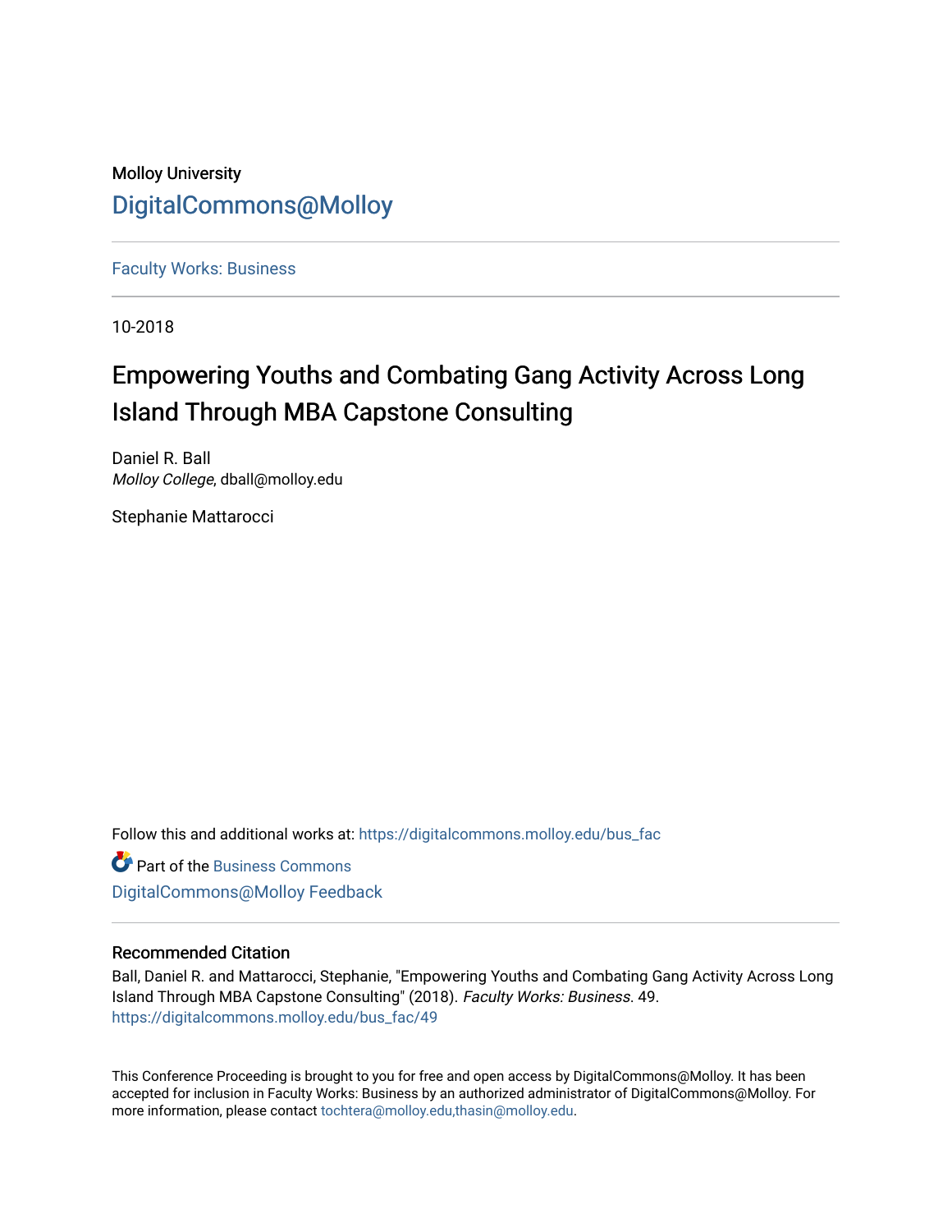Molloy University

DigitalCommons@Molloy

Faculty Works: Business

10-2018

# Empowering Youths and Combating Gang Activity Across Long Island Through MBA Capstone Consulting

Daniel R. Ball
*Molloy College*, dball@molloy.edu

Stephanie Mattarocci

Follow this and additional works at: https://digitalcommons.molloy.edu/bus_fac

Part of the Business Commons

DigitalCommons@Molloy Feedback

## Recommended Citation

Ball, Daniel R. and Mattarocci, Stephanie, "Empowering Youths and Combating Gang Activity Across Long Island Through MBA Capstone Consulting" (2018). *Faculty Works: Business*. 49.
https://digitalcommons.molloy.edu/bus_fac/49

This Conference Proceeding is brought to you for free and open access by DigitalCommons@Molloy. It has been accepted for inclusion in Faculty Works: Business by an authorized administrator of DigitalCommons@Molloy. For more information, please contact tochtera@molloy.edu,thasin@molloy.edu.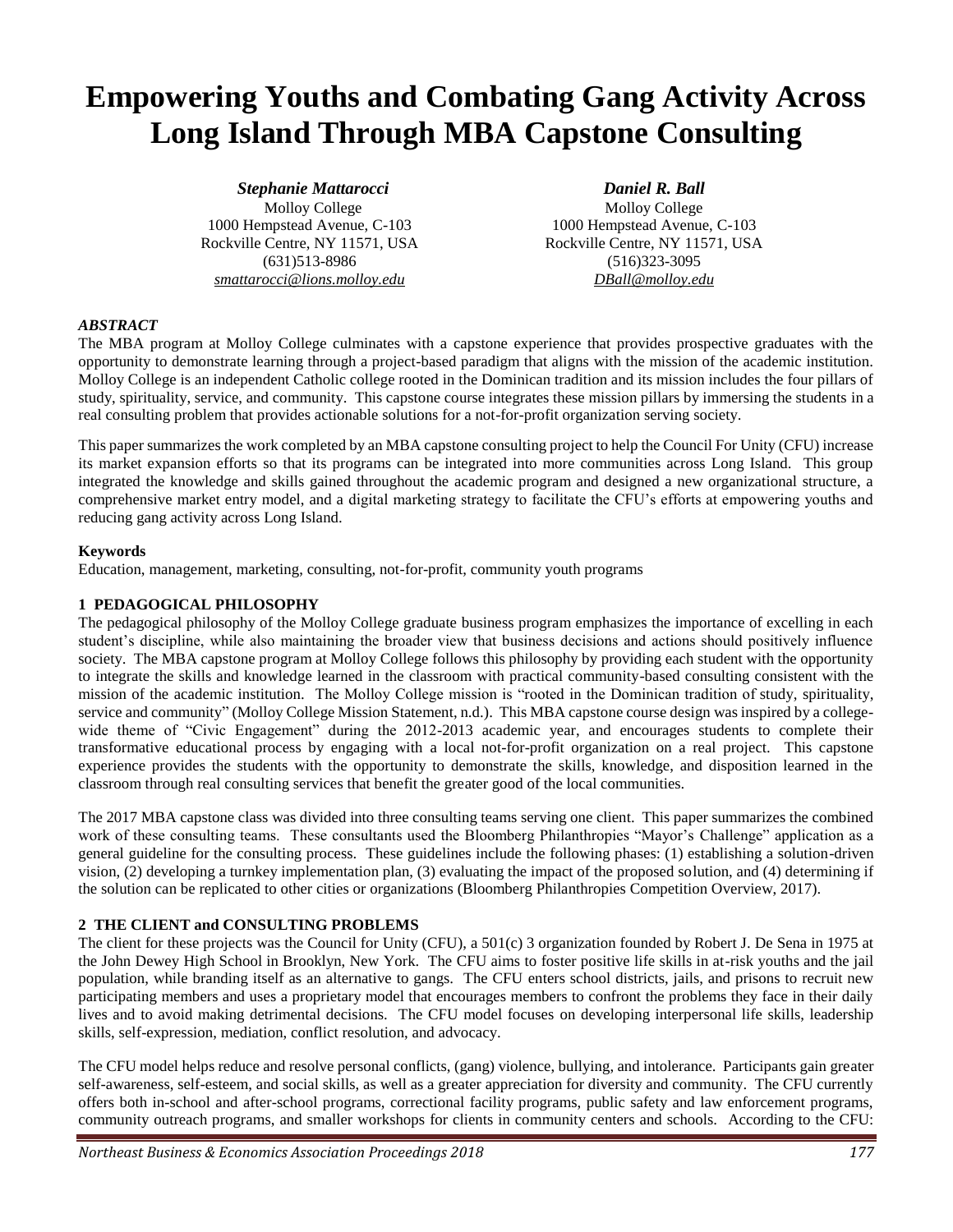# Empowering Youths and Combating Gang Activity Across Long Island Through MBA Capstone Consulting

***Stephanie Mattarocci***
Molloy College
1000 Hempstead Avenue, C-103
Rockville Centre, NY 11571, USA
(631)513-8986
*smattarocci@lions.molloy.edu*

***Daniel R. Ball***
Molloy College
1000 Hempstead Avenue, C-103
Rockville Centre, NY 11571, USA
(516)323-3095
*DBall@molloy.edu*

### *ABSTRACT*

The MBA program at Molloy College culminates with a capstone experience that provides prospective graduates with the opportunity to demonstrate learning through a project-based paradigm that aligns with the mission of the academic institution. Molloy College is an independent Catholic college rooted in the Dominican tradition and its mission includes the four pillars of study, spirituality, service, and community. This capstone course integrates these mission pillars by immersing the students in a real consulting problem that provides actionable solutions for a not-for-profit organization serving society.

This paper summarizes the work completed by an MBA capstone consulting project to help the Council For Unity (CFU) increase its market expansion efforts so that its programs can be integrated into more communities across Long Island. This group integrated the knowledge and skills gained throughout the academic program and designed a new organizational structure, a comprehensive market entry model, and a digital marketing strategy to facilitate the CFU's efforts at empowering youths and reducing gang activity across Long Island.

### Keywords

Education, management, marketing, consulting, not-for-profit, community youth programs

## 1 PEDAGOGICAL PHILOSOPHY

The pedagogical philosophy of the Molloy College graduate business program emphasizes the importance of excelling in each student's discipline, while also maintaining the broader view that business decisions and actions should positively influence society. The MBA capstone program at Molloy College follows this philosophy by providing each student with the opportunity to integrate the skills and knowledge learned in the classroom with practical community-based consulting consistent with the mission of the academic institution. The Molloy College mission is "rooted in the Dominican tradition of study, spirituality, service and community" (Molloy College Mission Statement, n.d.). This MBA capstone course design was inspired by a college-wide theme of "Civic Engagement" during the 2012-2013 academic year, and encourages students to complete their transformative educational process by engaging with a local not-for-profit organization on a real project. This capstone experience provides the students with the opportunity to demonstrate the skills, knowledge, and disposition learned in the classroom through real consulting services that benefit the greater good of the local communities.

The 2017 MBA capstone class was divided into three consulting teams serving one client. This paper summarizes the combined work of these consulting teams. These consultants used the Bloomberg Philanthropies "Mayor's Challenge" application as a general guideline for the consulting process. These guidelines include the following phases: (1) establishing a solution-driven vision, (2) developing a turnkey implementation plan, (3) evaluating the impact of the proposed solution, and (4) determining if the solution can be replicated to other cities or organizations (Bloomberg Philanthropies Competition Overview, 2017).

## 2 THE CLIENT and CONSULTING PROBLEMS

The client for these projects was the Council for Unity (CFU), a 501(c) 3 organization founded by Robert J. De Sena in 1975 at the John Dewey High School in Brooklyn, New York. The CFU aims to foster positive life skills in at-risk youths and the jail population, while branding itself as an alternative to gangs. The CFU enters school districts, jails, and prisons to recruit new participating members and uses a proprietary model that encourages members to confront the problems they face in their daily lives and to avoid making detrimental decisions. The CFU model focuses on developing interpersonal life skills, leadership skills, self-expression, mediation, conflict resolution, and advocacy.

The CFU model helps reduce and resolve personal conflicts, (gang) violence, bullying, and intolerance. Participants gain greater self-awareness, self-esteem, and social skills, as well as a greater appreciation for diversity and community. The CFU currently offers both in-school and after-school programs, correctional facility programs, public safety and law enforcement programs, community outreach programs, and smaller workshops for clients in community centers and schools. According to the CFU: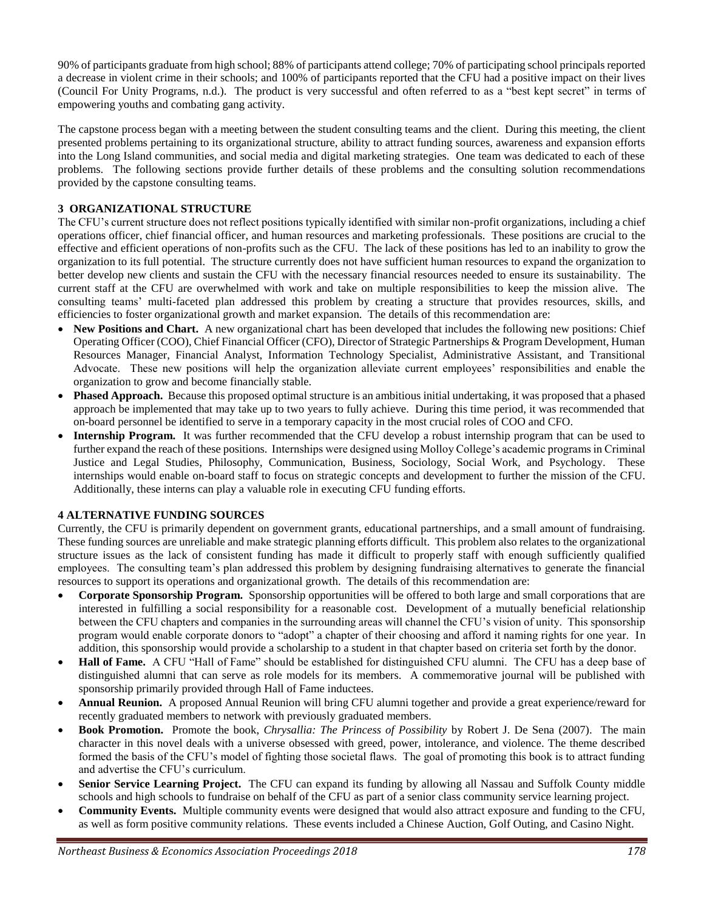90% of participants graduate from high school; 88% of participants attend college; 70% of participating school principals reported a decrease in violent crime in their schools; and 100% of participants reported that the CFU had a positive impact on their lives (Council For Unity Programs, n.d.). The product is very successful and often referred to as a "best kept secret" in terms of empowering youths and combating gang activity.

The capstone process began with a meeting between the student consulting teams and the client. During this meeting, the client presented problems pertaining to its organizational structure, ability to attract funding sources, awareness and expansion efforts into the Long Island communities, and social media and digital marketing strategies. One team was dedicated to each of these problems. The following sections provide further details of these problems and the consulting solution recommendations provided by the capstone consulting teams.

## 3 ORGANIZATIONAL STRUCTURE

The CFU's current structure does not reflect positions typically identified with similar non-profit organizations, including a chief operations officer, chief financial officer, and human resources and marketing professionals. These positions are crucial to the effective and efficient operations of non-profits such as the CFU. The lack of these positions has led to an inability to grow the organization to its full potential. The structure currently does not have sufficient human resources to expand the organization to better develop new clients and sustain the CFU with the necessary financial resources needed to ensure its sustainability. The current staff at the CFU are overwhelmed with work and take on multiple responsibilities to keep the mission alive. The consulting teams' multi-faceted plan addressed this problem by creating a structure that provides resources, skills, and efficiencies to foster organizational growth and market expansion. The details of this recommendation are:

- **New Positions and Chart.** A new organizational chart has been developed that includes the following new positions: Chief Operating Officer (COO), Chief Financial Officer (CFO), Director of Strategic Partnerships & Program Development, Human Resources Manager, Financial Analyst, Information Technology Specialist, Administrative Assistant, and Transitional Advocate. These new positions will help the organization alleviate current employees' responsibilities and enable the organization to grow and become financially stable.
- **Phased Approach.** Because this proposed optimal structure is an ambitious initial undertaking, it was proposed that a phased approach be implemented that may take up to two years to fully achieve. During this time period, it was recommended that on-board personnel be identified to serve in a temporary capacity in the most crucial roles of COO and CFO.
- **Internship Program.** It was further recommended that the CFU develop a robust internship program that can be used to further expand the reach of these positions. Internships were designed using Molloy College's academic programs in Criminal Justice and Legal Studies, Philosophy, Communication, Business, Sociology, Social Work, and Psychology. These internships would enable on-board staff to focus on strategic concepts and development to further the mission of the CFU. Additionally, these interns can play a valuable role in executing CFU funding efforts.

## 4 ALTERNATIVE FUNDING SOURCES

Currently, the CFU is primarily dependent on government grants, educational partnerships, and a small amount of fundraising. These funding sources are unreliable and make strategic planning efforts difficult. This problem also relates to the organizational structure issues as the lack of consistent funding has made it difficult to properly staff with enough sufficiently qualified employees. The consulting team's plan addressed this problem by designing fundraising alternatives to generate the financial resources to support its operations and organizational growth. The details of this recommendation are:

- **Corporate Sponsorship Program.** Sponsorship opportunities will be offered to both large and small corporations that are interested in fulfilling a social responsibility for a reasonable cost. Development of a mutually beneficial relationship between the CFU chapters and companies in the surrounding areas will channel the CFU's vision of unity. This sponsorship program would enable corporate donors to "adopt" a chapter of their choosing and afford it naming rights for one year. In addition, this sponsorship would provide a scholarship to a student in that chapter based on criteria set forth by the donor.
- **Hall of Fame.** A CFU "Hall of Fame" should be established for distinguished CFU alumni. The CFU has a deep base of distinguished alumni that can serve as role models for its members. A commemorative journal will be published with sponsorship primarily provided through Hall of Fame inductees.
- **Annual Reunion.** A proposed Annual Reunion will bring CFU alumni together and provide a great experience/reward for recently graduated members to network with previously graduated members.
- **Book Promotion.** Promote the book, *Chrysallia: The Princess of Possibility* by Robert J. De Sena (2007). The main character in this novel deals with a universe obsessed with greed, power, intolerance, and violence. The theme described formed the basis of the CFU's model of fighting those societal flaws. The goal of promoting this book is to attract funding and advertise the CFU's curriculum.
- **Senior Service Learning Project.** The CFU can expand its funding by allowing all Nassau and Suffolk County middle schools and high schools to fundraise on behalf of the CFU as part of a senior class community service learning project.
- **Community Events.** Multiple community events were designed that would also attract exposure and funding to the CFU, as well as form positive community relations. These events included a Chinese Auction, Golf Outing, and Casino Night.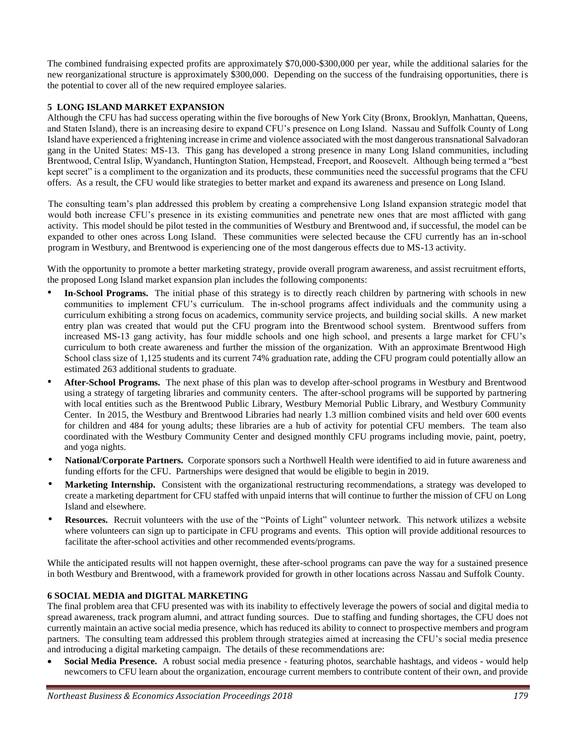The combined fundraising expected profits are approximately $70,000-$300,000 per year, while the additional salaries for the new reorganizational structure is approximately $300,000. Depending on the success of the fundraising opportunities, there is the potential to cover all of the new required employee salaries.

## 5 LONG ISLAND MARKET EXPANSION

Although the CFU has had success operating within the five boroughs of New York City (Bronx, Brooklyn, Manhattan, Queens, and Staten Island), there is an increasing desire to expand CFU's presence on Long Island. Nassau and Suffolk County of Long Island have experienced a frightening increase in crime and violence associated with the most dangerous transnational Salvadoran gang in the United States: MS-13. This gang has developed a strong presence in many Long Island communities, including Brentwood, Central Islip, Wyandanch, Huntington Station, Hempstead, Freeport, and Roosevelt. Although being termed a "best kept secret" is a compliment to the organization and its products, these communities need the successful programs that the CFU offers. As a result, the CFU would like strategies to better market and expand its awareness and presence on Long Island.

The consulting team's plan addressed this problem by creating a comprehensive Long Island expansion strategic model that would both increase CFU's presence in its existing communities and penetrate new ones that are most afflicted with gang activity. This model should be pilot tested in the communities of Westbury and Brentwood and, if successful, the model can be expanded to other ones across Long Island. These communities were selected because the CFU currently has an in-school program in Westbury, and Brentwood is experiencing one of the most dangerous effects due to MS-13 activity.

With the opportunity to promote a better marketing strategy, provide overall program awareness, and assist recruitment efforts, the proposed Long Island market expansion plan includes the following components:

- **In-School Programs.** The initial phase of this strategy is to directly reach children by partnering with schools in new communities to implement CFU's curriculum. The in-school programs affect individuals and the community using a curriculum exhibiting a strong focus on academics, community service projects, and building social skills. A new market entry plan was created that would put the CFU program into the Brentwood school system. Brentwood suffers from increased MS-13 gang activity, has four middle schools and one high school, and presents a large market for CFU's curriculum to both create awareness and further the mission of the organization. With an approximate Brentwood High School class size of 1,125 students and its current 74% graduation rate, adding the CFU program could potentially allow an estimated 263 additional students to graduate.
- **After-School Programs.** The next phase of this plan was to develop after-school programs in Westbury and Brentwood using a strategy of targeting libraries and community centers. The after-school programs will be supported by partnering with local entities such as the Brentwood Public Library, Westbury Memorial Public Library, and Westbury Community Center. In 2015, the Westbury and Brentwood Libraries had nearly 1.3 million combined visits and held over 600 events for children and 484 for young adults; these libraries are a hub of activity for potential CFU members. The team also coordinated with the Westbury Community Center and designed monthly CFU programs including movie, paint, poetry, and yoga nights.
- **National/Corporate Partners.** Corporate sponsors such a Northwell Health were identified to aid in future awareness and funding efforts for the CFU. Partnerships were designed that would be eligible to begin in 2019.
- **Marketing Internship.** Consistent with the organizational restructuring recommendations, a strategy was developed to create a marketing department for CFU staffed with unpaid interns that will continue to further the mission of CFU on Long Island and elsewhere.
- **Resources.** Recruit volunteers with the use of the "Points of Light" volunteer network. This network utilizes a website where volunteers can sign up to participate in CFU programs and events. This option will provide additional resources to facilitate the after-school activities and other recommended events/programs.

While the anticipated results will not happen overnight, these after-school programs can pave the way for a sustained presence in both Westbury and Brentwood, with a framework provided for growth in other locations across Nassau and Suffolk County.

## 6 SOCIAL MEDIA and DIGITAL MARKETING

The final problem area that CFU presented was with its inability to effectively leverage the powers of social and digital media to spread awareness, track program alumni, and attract funding sources. Due to staffing and funding shortages, the CFU does not currently maintain an active social media presence, which has reduced its ability to connect to prospective members and program partners. The consulting team addressed this problem through strategies aimed at increasing the CFU's social media presence and introducing a digital marketing campaign. The details of these recommendations are:

- **Social Media Presence.** A robust social media presence - featuring photos, searchable hashtags, and videos - would help newcomers to CFU learn about the organization, encourage current members to contribute content of their own, and provide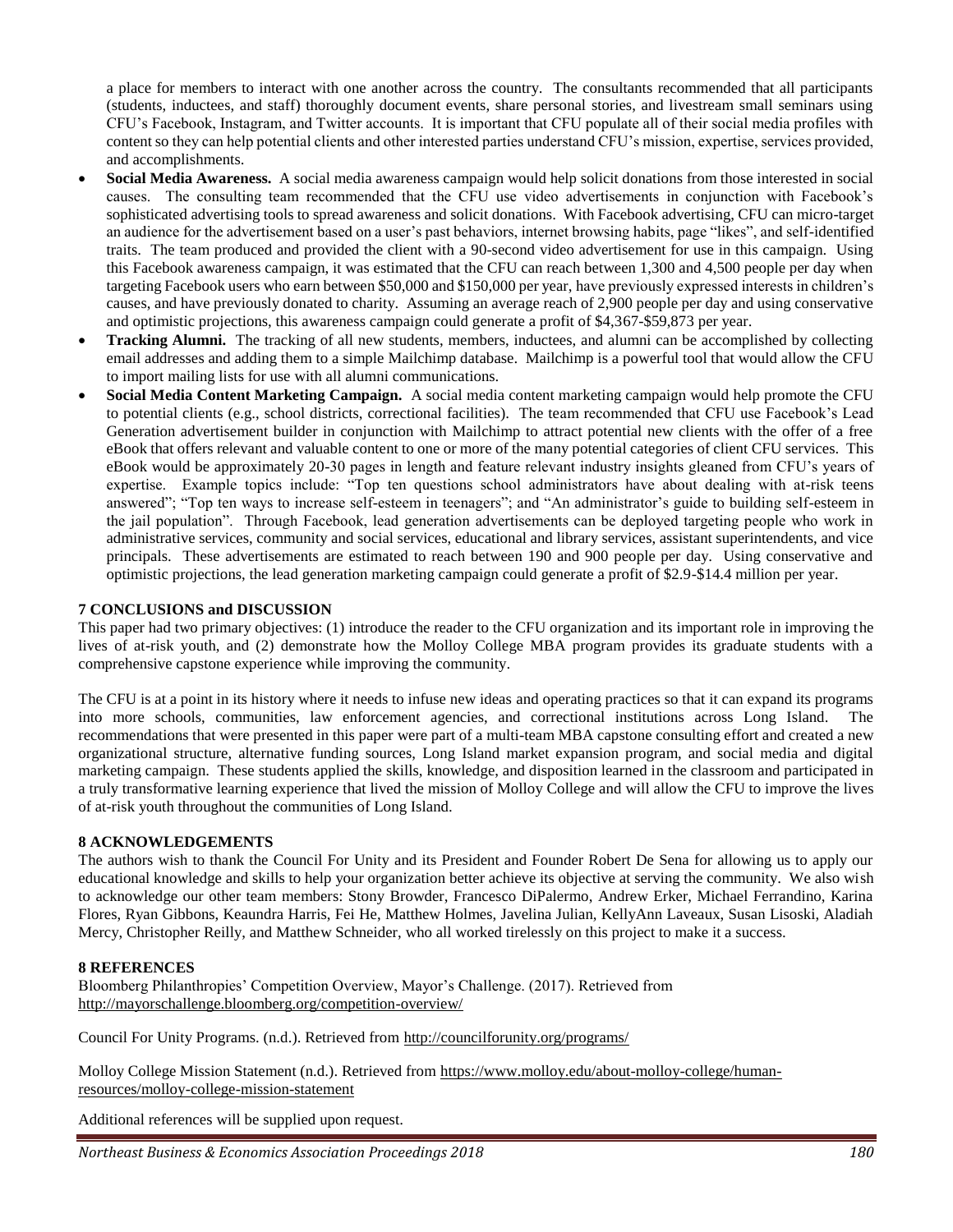a place for members to interact with one another across the country. The consultants recommended that all participants (students, inductees, and staff) thoroughly document events, share personal stories, and livestream small seminars using CFU's Facebook, Instagram, and Twitter accounts. It is important that CFU populate all of their social media profiles with content so they can help potential clients and other interested parties understand CFU's mission, expertise, services provided, and accomplishments.

- **Social Media Awareness.** A social media awareness campaign would help solicit donations from those interested in social causes. The consulting team recommended that the CFU use video advertisements in conjunction with Facebook's sophisticated advertising tools to spread awareness and solicit donations. With Facebook advertising, CFU can micro-target an audience for the advertisement based on a user's past behaviors, internet browsing habits, page "likes", and self-identified traits. The team produced and provided the client with a 90-second video advertisement for use in this campaign. Using this Facebook awareness campaign, it was estimated that the CFU can reach between 1,300 and 4,500 people per day when targeting Facebook users who earn between $50,000 and $150,000 per year, have previously expressed interests in children's causes, and have previously donated to charity. Assuming an average reach of 2,900 people per day and using conservative and optimistic projections, this awareness campaign could generate a profit of $4,367-$59,873 per year.
- **Tracking Alumni.** The tracking of all new students, members, inductees, and alumni can be accomplished by collecting email addresses and adding them to a simple Mailchimp database. Mailchimp is a powerful tool that would allow the CFU to import mailing lists for use with all alumni communications.
- **Social Media Content Marketing Campaign.** A social media content marketing campaign would help promote the CFU to potential clients (e.g., school districts, correctional facilities). The team recommended that CFU use Facebook's Lead Generation advertisement builder in conjunction with Mailchimp to attract potential new clients with the offer of a free eBook that offers relevant and valuable content to one or more of the many potential categories of client CFU services. This eBook would be approximately 20-30 pages in length and feature relevant industry insights gleaned from CFU's years of expertise. Example topics include: "Top ten questions school administrators have about dealing with at-risk teens answered"; "Top ten ways to increase self-esteem in teenagers"; and "An administrator's guide to building self-esteem in the jail population". Through Facebook, lead generation advertisements can be deployed targeting people who work in administrative services, community and social services, educational and library services, assistant superintendents, and vice principals. These advertisements are estimated to reach between 190 and 900 people per day. Using conservative and optimistic projections, the lead generation marketing campaign could generate a profit of $2.9-$14.4 million per year.

## 7 CONCLUSIONS and DISCUSSION

This paper had two primary objectives: (1) introduce the reader to the CFU organization and its important role in improving the lives of at-risk youth, and (2) demonstrate how the Molloy College MBA program provides its graduate students with a comprehensive capstone experience while improving the community.

The CFU is at a point in its history where it needs to infuse new ideas and operating practices so that it can expand its programs into more schools, communities, law enforcement agencies, and correctional institutions across Long Island. The recommendations that were presented in this paper were part of a multi-team MBA capstone consulting effort and created a new organizational structure, alternative funding sources, Long Island market expansion program, and social media and digital marketing campaign. These students applied the skills, knowledge, and disposition learned in the classroom and participated in a truly transformative learning experience that lived the mission of Molloy College and will allow the CFU to improve the lives of at-risk youth throughout the communities of Long Island.

## 8 ACKNOWLEDGEMENTS

The authors wish to thank the Council For Unity and its President and Founder Robert De Sena for allowing us to apply our educational knowledge and skills to help your organization better achieve its objective at serving the community. We also wish to acknowledge our other team members: Stony Browder, Francesco DiPalermo, Andrew Erker, Michael Ferrandino, Karina Flores, Ryan Gibbons, Keaundra Harris, Fei He, Matthew Holmes, Javelina Julian, KellyAnn Laveaux, Susan Lisoski, Aladiah Mercy, Christopher Reilly, and Matthew Schneider, who all worked tirelessly on this project to make it a success.

## 8 REFERENCES

Bloomberg Philanthropies' Competition Overview, Mayor's Challenge. (2017). Retrieved from http://mayorschallenge.bloomberg.org/competition-overview/

Council For Unity Programs. (n.d.). Retrieved from http://councilforunity.org/programs/

Molloy College Mission Statement (n.d.). Retrieved from https://www.molloy.edu/about-molloy-college/human-resources/molloy-college-mission-statement

Additional references will be supplied upon request.